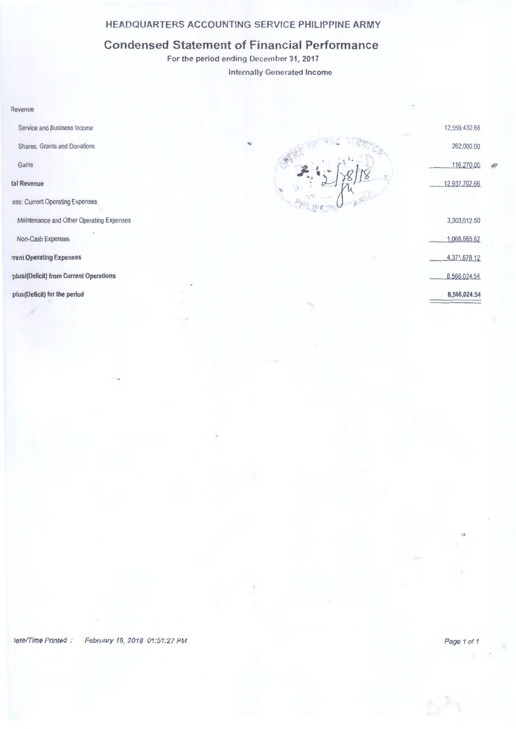## HEADQUARTERS ACCOUNTING SERVICE PHILIPPINE ARMY

# Condensed Statement of Financial Performance

**For the period ending December 31, 2017**

**Internally Generated Income**

| | |
|---|---:|
| Revenue | |
| Service and Business Income | 12,559,432.66 |
| Shares, Grants and Donations | 262,000.00 |
| Gains | 116,270.00 |
| **tal Revenue** | 12,937,702.66 |
| ess: Current Operating Expenses | |
| Maintenance and Other Operating Expenses | 3,303,012.50 |
| Non-Cash Expenses | 1,068,665.62 |
| **rrent Operating Expenses** | 4,371,678.12 |
| **plus/(Deficit) from Current Operations** | 8,566,024.54 |
| **plus(Deficit) for the period** | **8,566,024.54** |

*)ate/Time Printed : February 19, 2018 01:51:27 PM*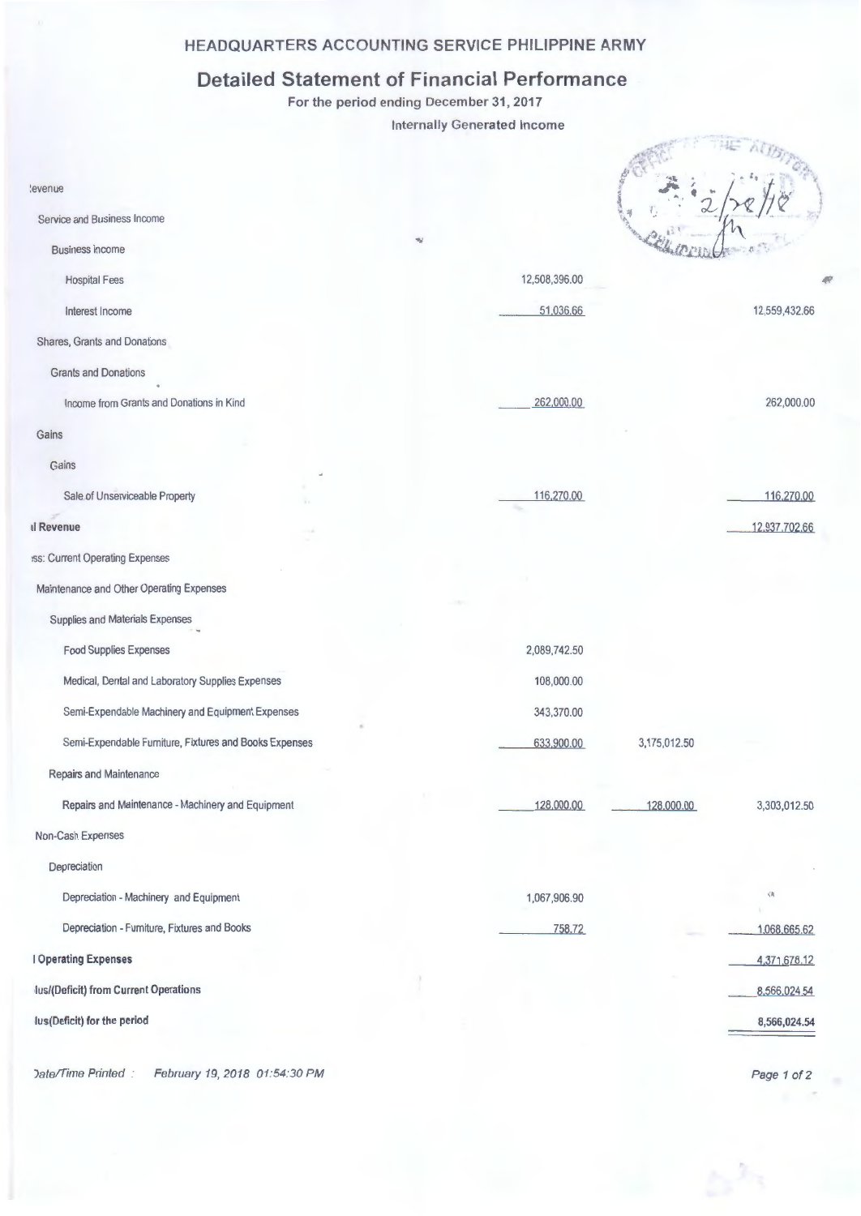# HEADQUARTERS ACCOUNTING SERVICE PHILIPPINE ARMY

## Detailed Statement of Financial Performance

For the period ending December 31, 2017

Internally Generated Income

| | | | |
|---|---|---|---|
| **Revenue** | | | |
| Service and Business Income | | | |
| Business Income | | | |
| Hospital Fees | 12,508,396.00 | | |
| Interest Income | 51,036.66 | | 12,559,432.66 |
| Shares, Grants and Donations | | | |
| Grants and Donations | | | |
| Income from Grants and Donations in Kind | 262,000.00 | | 262,000.00 |
| Gains | | | |
| Gains | | | |
| Sale of Unserviceable Property | 116,270.00 | | 116,270.00 |
| **Total Revenue** | | | 12,937,702.66 |
| Less: Current Operating Expenses | | | |
| Maintenance and Other Operating Expenses | | | |
| Supplies and Materials Expenses | | | |
| Food Supplies Expenses | 2,089,742.50 | | |
| Medical, Dental and Laboratory Supplies Expenses | 108,000.00 | | |
| Semi-Expendable Machinery and Equipment Expenses | 343,370.00 | | |
| Semi-Expendable Furniture, Fixtures and Books Expenses | 633,900.00 | 3,175,012.50 | |
| Repairs and Maintenance | | | |
| Repairs and Maintenance - Machinery and Equipment | 128,000.00 | 128,000.00 | 3,303,012.50 |
| Non-Cash Expenses | | | |
| Depreciation | | | |
| Depreciation - Machinery and Equipment | 1,067,906.90 | | |
| Depreciation - Furniture, Fixtures and Books | 758.72 | | 1,068,665.62 |
| **Total Operating Expenses** | | | 4,371,678.12 |
| **Surplus/(Deficit) from Current Operations** | | | 8,566,024.54 |
| **Surplus(Deficit) for the period** | | | 8,566,024.54 |

Date/Time Printed : February 19, 2018 01:54:30 PM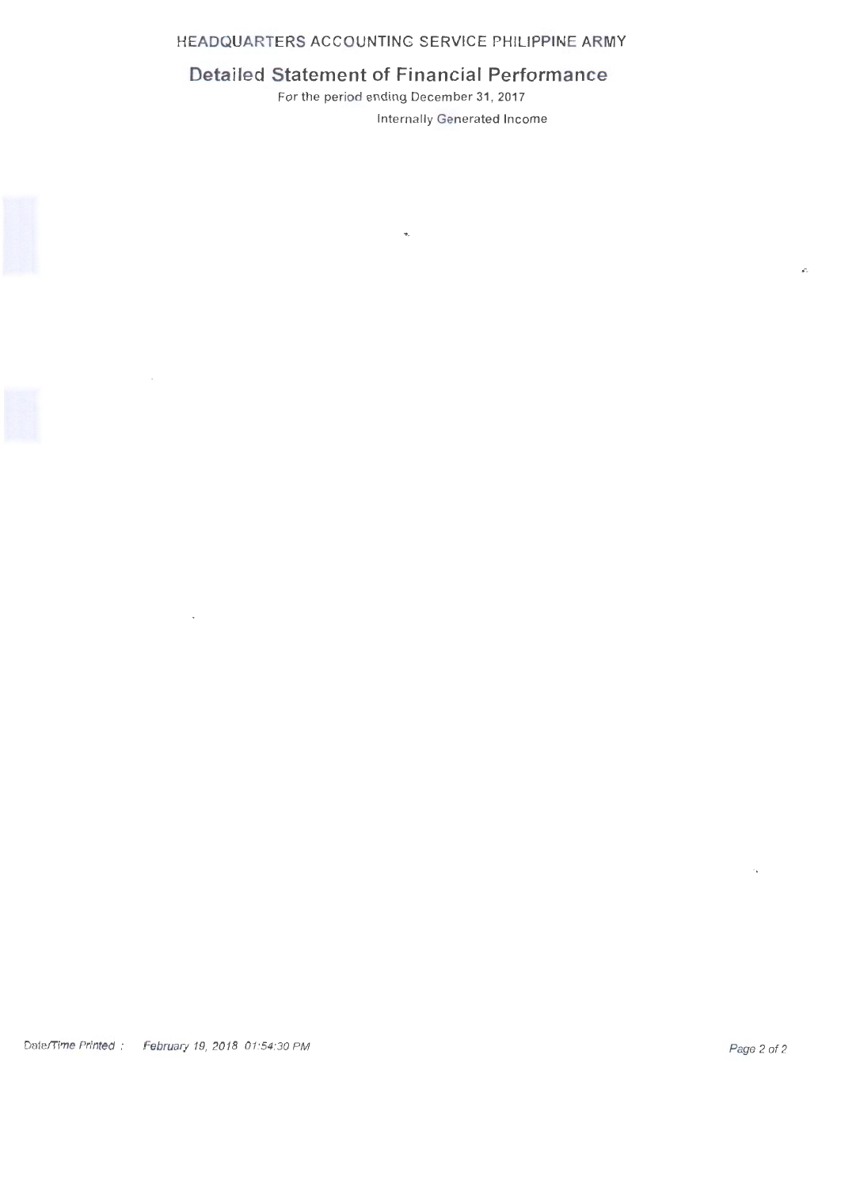HEADQUARTERS ACCOUNTING SERVICE PHILIPPINE ARMY

# Detailed Statement of Financial Performance

For the period ending December 31, 2017

Internally Generated Income